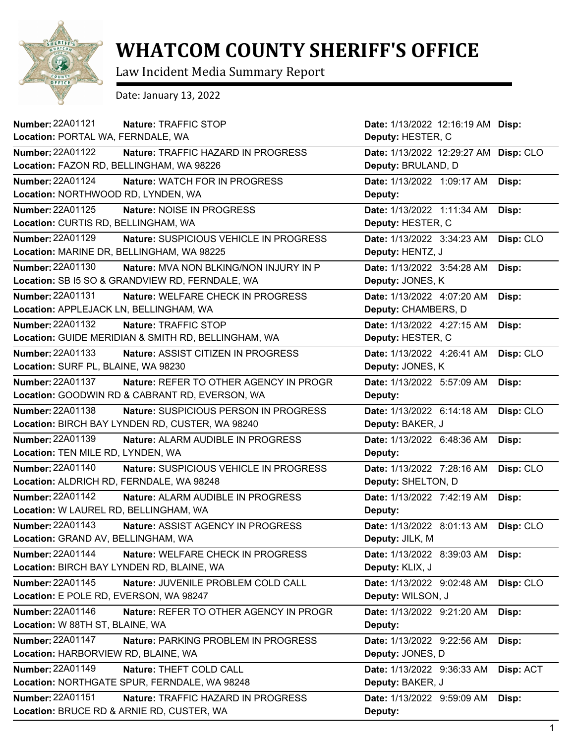# WHATCOM COUNTY SHERIFF'S OFFICE

Law Incident Media Summary Report

Date: January 13, 2022

| Number | Nature | Location | Date | Deputy | Disp |
|---|---|---|---|---|---|
| 22A01121 | TRAFFIC STOP | PORTAL WA, FERNDALE, WA | 1/13/2022 12:16:19 AM | HESTER, C | |
| 22A01122 | TRAFFIC HAZARD IN PROGRESS | FAZON RD, BELLINGHAM, WA 98226 | 1/13/2022 12:29:27 AM | BRULAND, D | CLO |
| 22A01124 | WATCH FOR IN PROGRESS | NORTHWOOD RD, LYNDEN, WA | 1/13/2022 1:09:17 AM | | |
| 22A01125 | NOISE IN PROGRESS | CURTIS RD, BELLINGHAM, WA | 1/13/2022 1:11:34 AM | HESTER, C | |
| 22A01129 | SUSPICIOUS VEHICLE IN PROGRESS | MARINE DR, BELLINGHAM, WA 98225 | 1/13/2022 3:34:23 AM | HENTZ, J | CLO |
| 22A01130 | MVA NON BLKING/NON INJURY IN P | SB I5 SO & GRANDVIEW RD, FERNDALE, WA | 1/13/2022 3:54:28 AM | JONES, K | |
| 22A01131 | WELFARE CHECK IN PROGRESS | APPLEJACK LN, BELLINGHAM, WA | 1/13/2022 4:07:20 AM | CHAMBERS, D | |
| 22A01132 | TRAFFIC STOP | GUIDE MERIDIAN & SMITH RD, BELLINGHAM, WA | 1/13/2022 4:27:15 AM | HESTER, C | |
| 22A01133 | ASSIST CITIZEN IN PROGRESS | SURF PL, BLAINE, WA 98230 | 1/13/2022 4:26:41 AM | JONES, K | CLO |
| 22A01137 | REFER TO OTHER AGENCY IN PROGR | GOODWIN RD & CABRANT RD, EVERSON, WA | 1/13/2022 5:57:09 AM | | |
| 22A01138 | SUSPICIOUS PERSON IN PROGRESS | BIRCH BAY LYNDEN RD, CUSTER, WA 98240 | 1/13/2022 6:14:18 AM | BAKER, J | CLO |
| 22A01139 | ALARM AUDIBLE IN PROGRESS | TEN MILE RD, LYNDEN, WA | 1/13/2022 6:48:36 AM | | |
| 22A01140 | SUSPICIOUS VEHICLE IN PROGRESS | ALDRICH RD, FERNDALE, WA 98248 | 1/13/2022 7:28:16 AM | SHELTON, D | CLO |
| 22A01142 | ALARM AUDIBLE IN PROGRESS | W LAUREL RD, BELLINGHAM, WA | 1/13/2022 7:42:19 AM | | |
| 22A01143 | ASSIST AGENCY IN PROGRESS | GRAND AV, BELLINGHAM, WA | 1/13/2022 8:01:13 AM | JILK, M | CLO |
| 22A01144 | WELFARE CHECK IN PROGRESS | BIRCH BAY LYNDEN RD, BLAINE, WA | 1/13/2022 8:39:03 AM | KLIX, J | |
| 22A01145 | JUVENILE PROBLEM COLD CALL | E POLE RD, EVERSON, WA 98247 | 1/13/2022 9:02:48 AM | WILSON, J | CLO |
| 22A01146 | REFER TO OTHER AGENCY IN PROGR | W 88TH ST, BLAINE, WA | 1/13/2022 9:21:20 AM | | |
| 22A01147 | PARKING PROBLEM IN PROGRESS | HARBORVIEW RD, BLAINE, WA | 1/13/2022 9:22:56 AM | JONES, D | |
| 22A01149 | THEFT COLD CALL | NORTHGATE SPUR, FERNDALE, WA 98248 | 1/13/2022 9:36:33 AM | BAKER, J | ACT |
| 22A01151 | TRAFFIC HAZARD IN PROGRESS | BRUCE RD & ARNIE RD, CUSTER, WA | 1/13/2022 9:59:09 AM | | |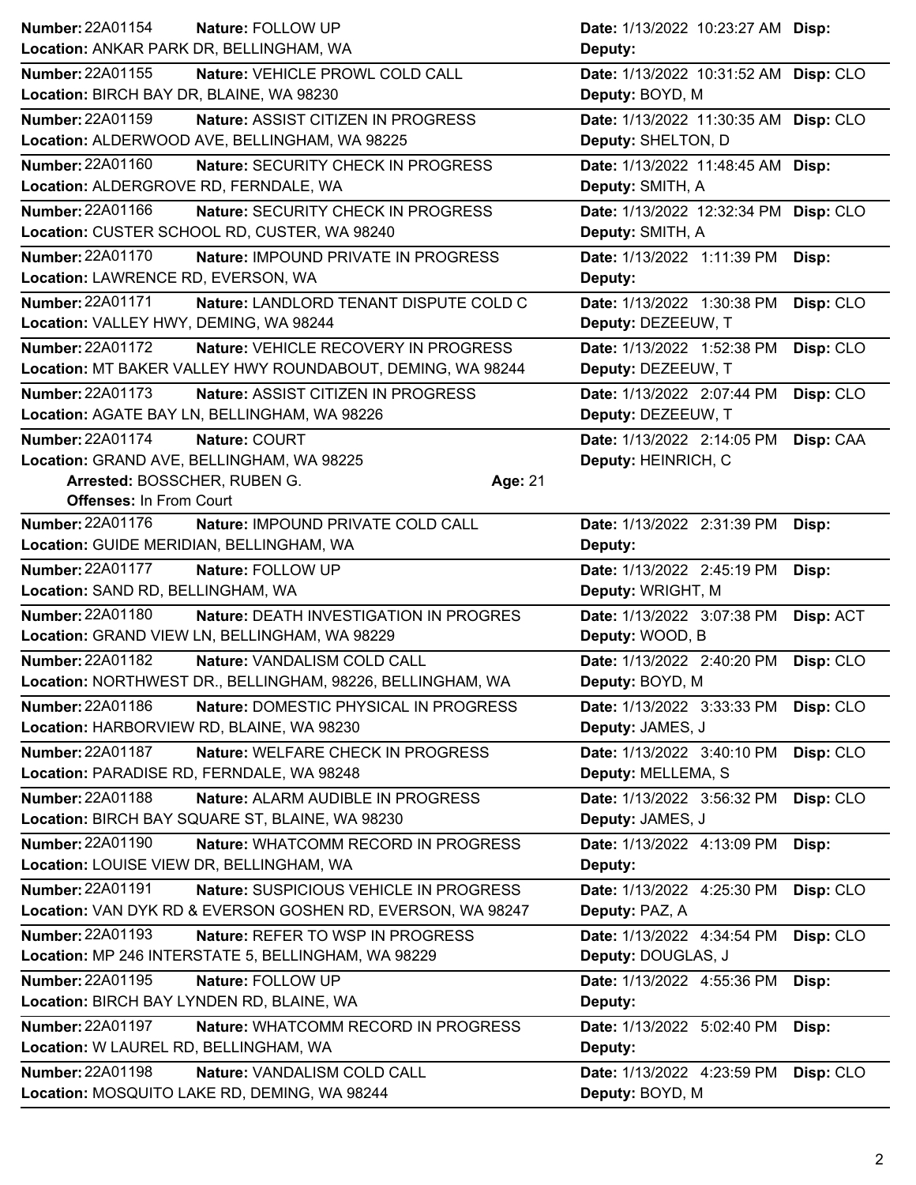**Number:** 22A01154 **Nature:** FOLLOW UP **Date:** 1/13/2022 10:23:27 AM **Disp:**
**Location:** ANKAR PARK DR, BELLINGHAM, WA **Deputy:**

---

**Number:** 22A01155 **Nature:** VEHICLE PROWL COLD CALL **Date:** 1/13/2022 10:31:52 AM **Disp:** CLO
**Location:** BIRCH BAY DR, BLAINE, WA 98230 **Deputy:** BOYD, M

---

**Number:** 22A01159 **Nature:** ASSIST CITIZEN IN PROGRESS **Date:** 1/13/2022 11:30:35 AM **Disp:** CLO
**Location:** ALDERWOOD AVE, BELLINGHAM, WA 98225 **Deputy:** SHELTON, D

---

**Number:** 22A01160 **Nature:** SECURITY CHECK IN PROGRESS **Date:** 1/13/2022 11:48:45 AM **Disp:**
**Location:** ALDERGROVE RD, FERNDALE, WA **Deputy:** SMITH, A

---

**Number:** 22A01166 **Nature:** SECURITY CHECK IN PROGRESS **Date:** 1/13/2022 12:32:34 PM **Disp:** CLO
**Location:** CUSTER SCHOOL RD, CUSTER, WA 98240 **Deputy:** SMITH, A

---

**Number:** 22A01170 **Nature:** IMPOUND PRIVATE IN PROGRESS **Date:** 1/13/2022 1:11:39 PM **Disp:**
**Location:** LAWRENCE RD, EVERSON, WA **Deputy:**

---

**Number:** 22A01171 **Nature:** LANDLORD TENANT DISPUTE COLD C **Date:** 1/13/2022 1:30:38 PM **Disp:** CLO
**Location:** VALLEY HWY, DEMING, WA 98244 **Deputy:** DEZEEUW, T

---

**Number:** 22A01172 **Nature:** VEHICLE RECOVERY IN PROGRESS **Date:** 1/13/2022 1:52:38 PM **Disp:** CLO
**Location:** MT BAKER VALLEY HWY ROUNDABOUT, DEMING, WA 98244 **Deputy:** DEZEEUW, T

---

**Number:** 22A01173 **Nature:** ASSIST CITIZEN IN PROGRESS **Date:** 1/13/2022 2:07:44 PM **Disp:** CLO
**Location:** AGATE BAY LN, BELLINGHAM, WA 98226 **Deputy:** DEZEEUW, T

---

**Number:** 22A01174 **Nature:** COURT **Date:** 1/13/2022 2:14:05 PM **Disp:** CAA
**Location:** GRAND AVE, BELLINGHAM, WA 98225 **Deputy:** HEINRICH, C
**Arrested:** BOSSCHER, RUBEN G. **Age:** 21
**Offenses:** In From Court

---

**Number:** 22A01176 **Nature:** IMPOUND PRIVATE COLD CALL **Date:** 1/13/2022 2:31:39 PM **Disp:**
**Location:** GUIDE MERIDIAN, BELLINGHAM, WA **Deputy:**

---

**Number:** 22A01177 **Nature:** FOLLOW UP **Date:** 1/13/2022 2:45:19 PM **Disp:**
**Location:** SAND RD, BELLINGHAM, WA **Deputy:** WRIGHT, M

---

**Number:** 22A01180 **Nature:** DEATH INVESTIGATION IN PROGRES **Date:** 1/13/2022 3:07:38 PM **Disp:** ACT
**Location:** GRAND VIEW LN, BELLINGHAM, WA 98229 **Deputy:** WOOD, B

---

**Number:** 22A01182 **Nature:** VANDALISM COLD CALL **Date:** 1/13/2022 2:40:20 PM **Disp:** CLO
**Location:** NORTHWEST DR., BELLINGHAM, 98226, BELLINGHAM, WA **Deputy:** BOYD, M

---

**Number:** 22A01186 **Nature:** DOMESTIC PHYSICAL IN PROGRESS **Date:** 1/13/2022 3:33:33 PM **Disp:** CLO
**Location:** HARBORVIEW RD, BLAINE, WA 98230 **Deputy:** JAMES, J

---

**Number:** 22A01187 **Nature:** WELFARE CHECK IN PROGRESS **Date:** 1/13/2022 3:40:10 PM **Disp:** CLO
**Location:** PARADISE RD, FERNDALE, WA 98248 **Deputy:** MELLEMA, S

---

**Number:** 22A01188 **Nature:** ALARM AUDIBLE IN PROGRESS **Date:** 1/13/2022 3:56:32 PM **Disp:** CLO
**Location:** BIRCH BAY SQUARE ST, BLAINE, WA 98230 **Deputy:** JAMES, J

---

**Number:** 22A01190 **Nature:** WHATCOMM RECORD IN PROGRESS **Date:** 1/13/2022 4:13:09 PM **Disp:**
**Location:** LOUISE VIEW DR, BELLINGHAM, WA **Deputy:**

---

**Number:** 22A01191 **Nature:** SUSPICIOUS VEHICLE IN PROGRESS **Date:** 1/13/2022 4:25:30 PM **Disp:** CLO
**Location:** VAN DYK RD & EVERSON GOSHEN RD, EVERSON, WA 98247 **Deputy:** PAZ, A

---

**Number:** 22A01193 **Nature:** REFER TO WSP IN PROGRESS **Date:** 1/13/2022 4:34:54 PM **Disp:** CLO
**Location:** MP 246 INTERSTATE 5, BELLINGHAM, WA 98229 **Deputy:** DOUGLAS, J

---

**Number:** 22A01195 **Nature:** FOLLOW UP **Date:** 1/13/2022 4:55:36 PM **Disp:**
**Location:** BIRCH BAY LYNDEN RD, BLAINE, WA **Deputy:**

---

**Number:** 22A01197 **Nature:** WHATCOMM RECORD IN PROGRESS **Date:** 1/13/2022 5:02:40 PM **Disp:**
**Location:** W LAUREL RD, BELLINGHAM, WA **Deputy:**

---

**Number:** 22A01198 **Nature:** VANDALISM COLD CALL **Date:** 1/13/2022 4:23:59 PM **Disp:** CLO
**Location:** MOSQUITO LAKE RD, DEMING, WA 98244 **Deputy:** BOYD, M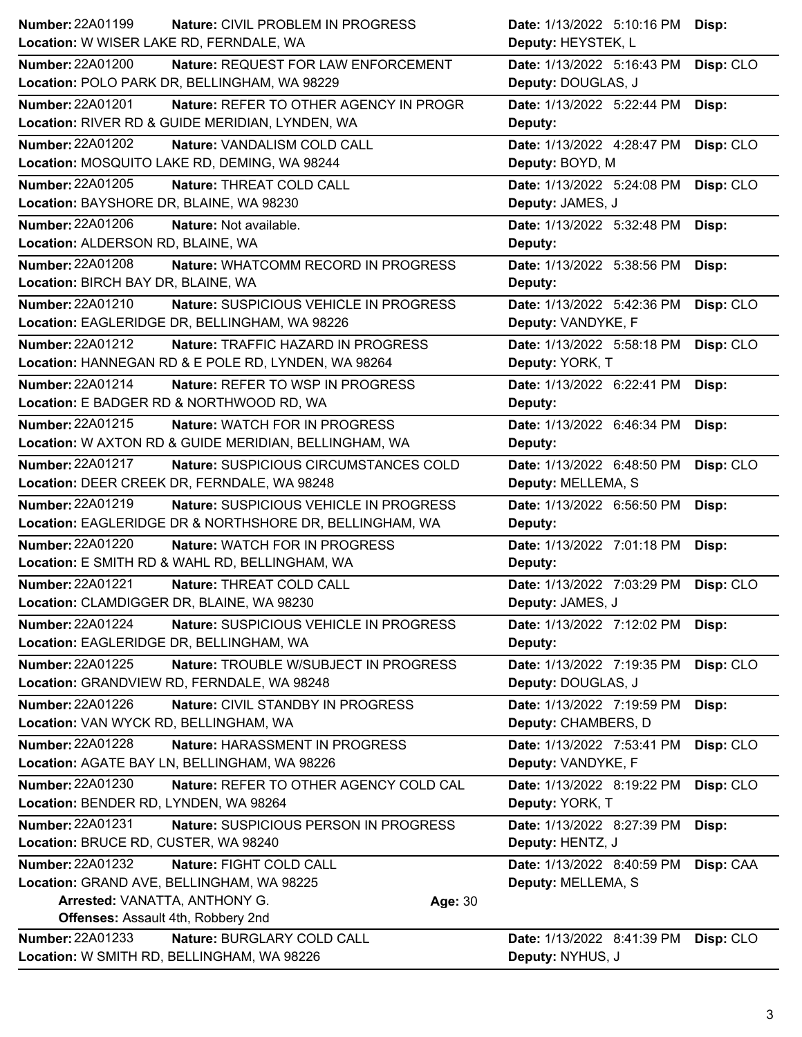**Number:** 22A01199 **Nature:** CIVIL PROBLEM IN PROGRESS **Date:** 1/13/2022 5:10:16 PM **Disp:**
**Location:** W WISER LAKE RD, FERNDALE, WA **Deputy:** HEYSTEK, L

---

**Number:** 22A01200 **Nature:** REQUEST FOR LAW ENFORCEMENT **Date:** 1/13/2022 5:16:43 PM **Disp:** CLO
**Location:** POLO PARK DR, BELLINGHAM, WA 98229 **Deputy:** DOUGLAS, J

---

**Number:** 22A01201 **Nature:** REFER TO OTHER AGENCY IN PROGR **Date:** 1/13/2022 5:22:44 PM **Disp:**
**Location:** RIVER RD & GUIDE MERIDIAN, LYNDEN, WA **Deputy:**

---

**Number:** 22A01202 **Nature:** VANDALISM COLD CALL **Date:** 1/13/2022 4:28:47 PM **Disp:** CLO
**Location:** MOSQUITO LAKE RD, DEMING, WA 98244 **Deputy:** BOYD, M

---

**Number:** 22A01205 **Nature:** THREAT COLD CALL **Date:** 1/13/2022 5:24:08 PM **Disp:** CLO
**Location:** BAYSHORE DR, BLAINE, WA 98230 **Deputy:** JAMES, J

---

**Number:** 22A01206 **Nature:** Not available. **Date:** 1/13/2022 5:32:48 PM **Disp:**
**Location:** ALDERSON RD, BLAINE, WA **Deputy:**

---

**Number:** 22A01208 **Nature:** WHATCOMM RECORD IN PROGRESS **Date:** 1/13/2022 5:38:56 PM **Disp:**
**Location:** BIRCH BAY DR, BLAINE, WA **Deputy:**

---

**Number:** 22A01210 **Nature:** SUSPICIOUS VEHICLE IN PROGRESS **Date:** 1/13/2022 5:42:36 PM **Disp:** CLO
**Location:** EAGLERIDGE DR, BELLINGHAM, WA 98226 **Deputy:** VANDYKE, F

---

**Number:** 22A01212 **Nature:** TRAFFIC HAZARD IN PROGRESS **Date:** 1/13/2022 5:58:18 PM **Disp:** CLO
**Location:** HANNEGAN RD & E POLE RD, LYNDEN, WA 98264 **Deputy:** YORK, T

---

**Number:** 22A01214 **Nature:** REFER TO WSP IN PROGRESS **Date:** 1/13/2022 6:22:41 PM **Disp:**
**Location:** E BADGER RD & NORTHWOOD RD, WA **Deputy:**

---

**Number:** 22A01215 **Nature:** WATCH FOR IN PROGRESS **Date:** 1/13/2022 6:46:34 PM **Disp:**
**Location:** W AXTON RD & GUIDE MERIDIAN, BELLINGHAM, WA **Deputy:**

---

**Number:** 22A01217 **Nature:** SUSPICIOUS CIRCUMSTANCES COLD **Date:** 1/13/2022 6:48:50 PM **Disp:** CLO
**Location:** DEER CREEK DR, FERNDALE, WA 98248 **Deputy:** MELLEMA, S

---

**Number:** 22A01219 **Nature:** SUSPICIOUS VEHICLE IN PROGRESS **Date:** 1/13/2022 6:56:50 PM **Disp:**
**Location:** EAGLERIDGE DR & NORTHSHORE DR, BELLINGHAM, WA **Deputy:**

---

**Number:** 22A01220 **Nature:** WATCH FOR IN PROGRESS **Date:** 1/13/2022 7:01:18 PM **Disp:**
**Location:** E SMITH RD & WAHL RD, BELLINGHAM, WA **Deputy:**

---

**Number:** 22A01221 **Nature:** THREAT COLD CALL **Date:** 1/13/2022 7:03:29 PM **Disp:** CLO
**Location:** CLAMDIGGER DR, BLAINE, WA 98230 **Deputy:** JAMES, J

---

**Number:** 22A01224 **Nature:** SUSPICIOUS VEHICLE IN PROGRESS **Date:** 1/13/2022 7:12:02 PM **Disp:**
**Location:** EAGLERIDGE DR, BELLINGHAM, WA **Deputy:**

---

**Number:** 22A01225 **Nature:** TROUBLE W/SUBJECT IN PROGRESS **Date:** 1/13/2022 7:19:35 PM **Disp:** CLO
**Location:** GRANDVIEW RD, FERNDALE, WA 98248 **Deputy:** DOUGLAS, J

---

**Number:** 22A01226 **Nature:** CIVIL STANDBY IN PROGRESS **Date:** 1/13/2022 7:19:59 PM **Disp:**
**Location:** VAN WYCK RD, BELLINGHAM, WA **Deputy:** CHAMBERS, D

---

**Number:** 22A01228 **Nature:** HARASSMENT IN PROGRESS **Date:** 1/13/2022 7:53:41 PM **Disp:** CLO
**Location:** AGATE BAY LN, BELLINGHAM, WA 98226 **Deputy:** VANDYKE, F

---

**Number:** 22A01230 **Nature:** REFER TO OTHER AGENCY COLD CAL **Date:** 1/13/2022 8:19:22 PM **Disp:** CLO
**Location:** BENDER RD, LYNDEN, WA 98264 **Deputy:** YORK, T

---

**Number:** 22A01231 **Nature:** SUSPICIOUS PERSON IN PROGRESS **Date:** 1/13/2022 8:27:39 PM **Disp:**
**Location:** BRUCE RD, CUSTER, WA 98240 **Deputy:** HENTZ, J

---

**Number:** 22A01232 **Nature:** FIGHT COLD CALL **Date:** 1/13/2022 8:40:59 PM **Disp:** CAA
**Location:** GRAND AVE, BELLINGHAM, WA 98225 **Deputy:** MELLEMA, S
**Arrested:** VANATTA, ANTHONY G. **Age:** 30
**Offenses:** Assault 4th, Robbery 2nd

---

**Number:** 22A01233 **Nature:** BURGLARY COLD CALL **Date:** 1/13/2022 8:41:39 PM **Disp:** CLO
**Location:** W SMITH RD, BELLINGHAM, WA 98226 **Deputy:** NYHUS, J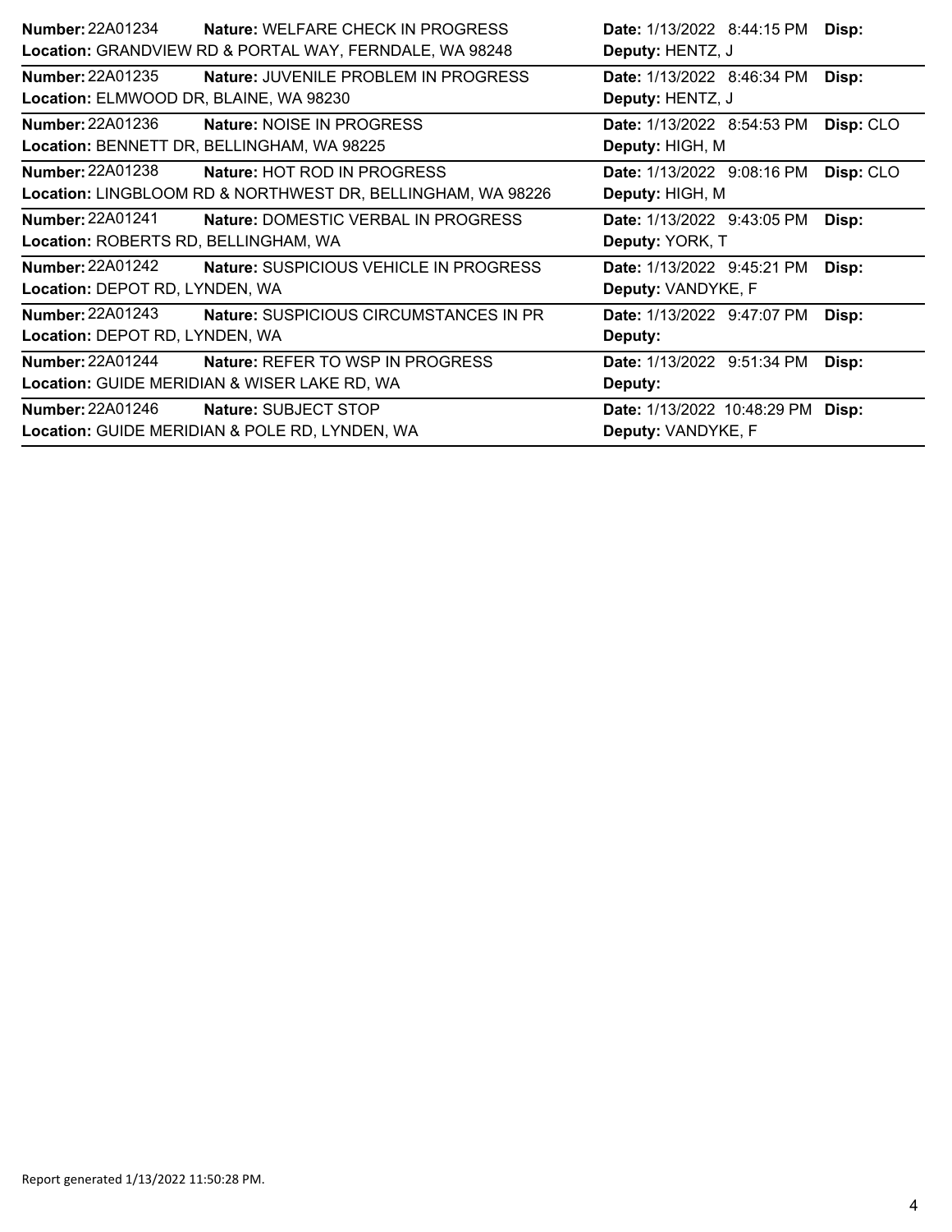**Number:** 22A01234 **Nature:** WELFARE CHECK IN PROGRESS **Date:** 1/13/2022 8:44:15 PM **Disp:**
**Location:** GRANDVIEW RD & PORTAL WAY, FERNDALE, WA 98248 **Deputy:** HENTZ, J

---

**Number:** 22A01235 **Nature:** JUVENILE PROBLEM IN PROGRESS **Date:** 1/13/2022 8:46:34 PM **Disp:**
**Location:** ELMWOOD DR, BLAINE, WA 98230 **Deputy:** HENTZ, J

---

**Number:** 22A01236 **Nature:** NOISE IN PROGRESS **Date:** 1/13/2022 8:54:53 PM **Disp:** CLO
**Location:** BENNETT DR, BELLINGHAM, WA 98225 **Deputy:** HIGH, M

---

**Number:** 22A01238 **Nature:** HOT ROD IN PROGRESS **Date:** 1/13/2022 9:08:16 PM **Disp:** CLO
**Location:** LINGBLOOM RD & NORTHWEST DR, BELLINGHAM, WA 98226 **Deputy:** HIGH, M

---

**Number:** 22A01241 **Nature:** DOMESTIC VERBAL IN PROGRESS **Date:** 1/13/2022 9:43:05 PM **Disp:**
**Location:** ROBERTS RD, BELLINGHAM, WA **Deputy:** YORK, T

---

**Number:** 22A01242 **Nature:** SUSPICIOUS VEHICLE IN PROGRESS **Date:** 1/13/2022 9:45:21 PM **Disp:**
**Location:** DEPOT RD, LYNDEN, WA **Deputy:** VANDYKE, F

---

**Number:** 22A01243 **Nature:** SUSPICIOUS CIRCUMSTANCES IN PR **Date:** 1/13/2022 9:47:07 PM **Disp:**
**Location:** DEPOT RD, LYNDEN, WA **Deputy:**

---

**Number:** 22A01244 **Nature:** REFER TO WSP IN PROGRESS **Date:** 1/13/2022 9:51:34 PM **Disp:**
**Location:** GUIDE MERIDIAN & WISER LAKE RD, WA **Deputy:**

---

**Number:** 22A01246 **Nature:** SUBJECT STOP **Date:** 1/13/2022 10:48:29 PM **Disp:**
**Location:** GUIDE MERIDIAN & POLE RD, LYNDEN, WA **Deputy:** VANDYKE, F

---

Report generated 1/13/2022 11:50:28 PM.